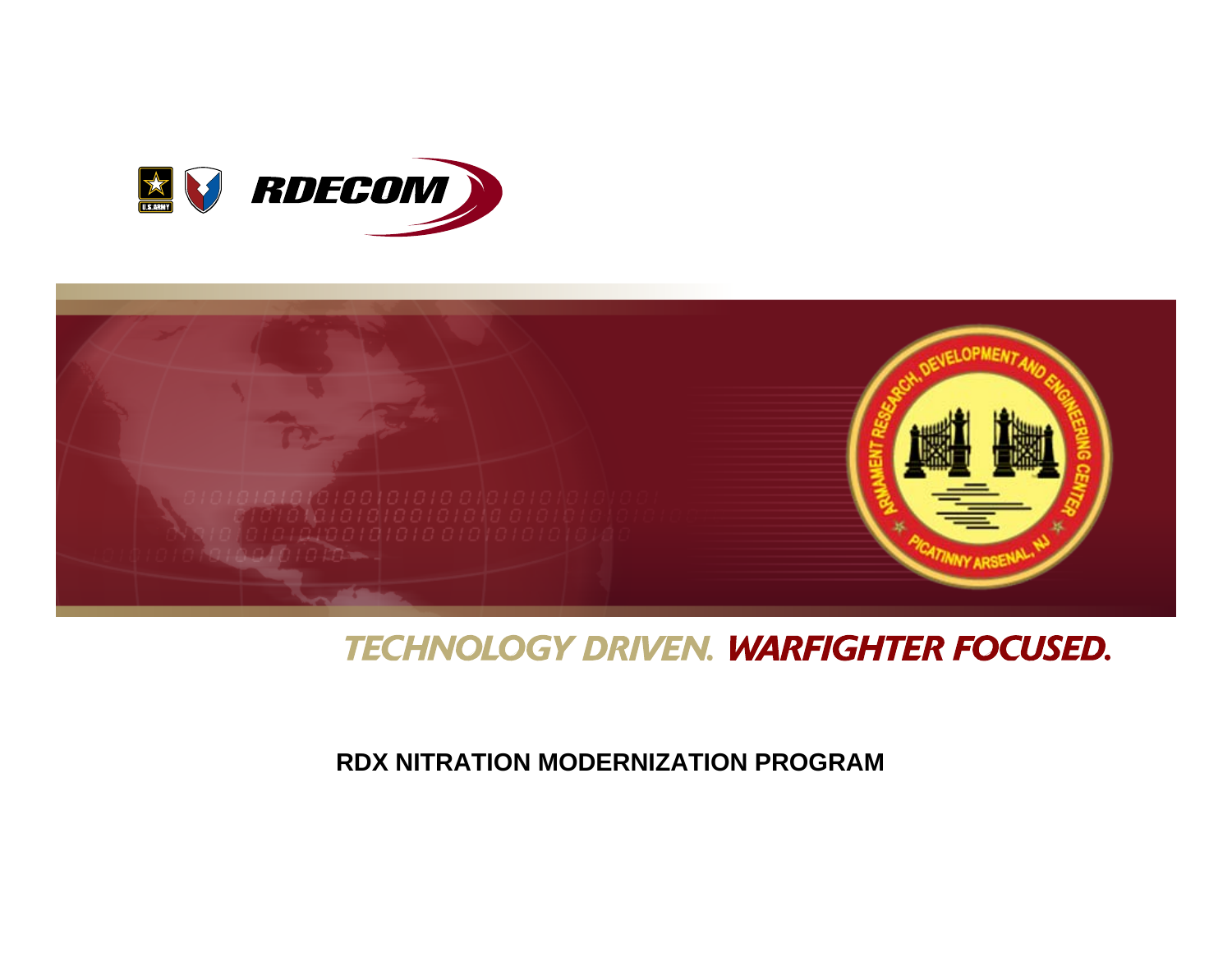RDECOM

ARMAMENT RESEARCH, DEVELOPMENT AND ENGINEERING CENTER
PICATINNY ARSENAL, NJ

TECHNOLOGY DRIVEN. WARFIGHTER FOCUSED.

# RDX NITRATION MODERNIZATION PROGRAM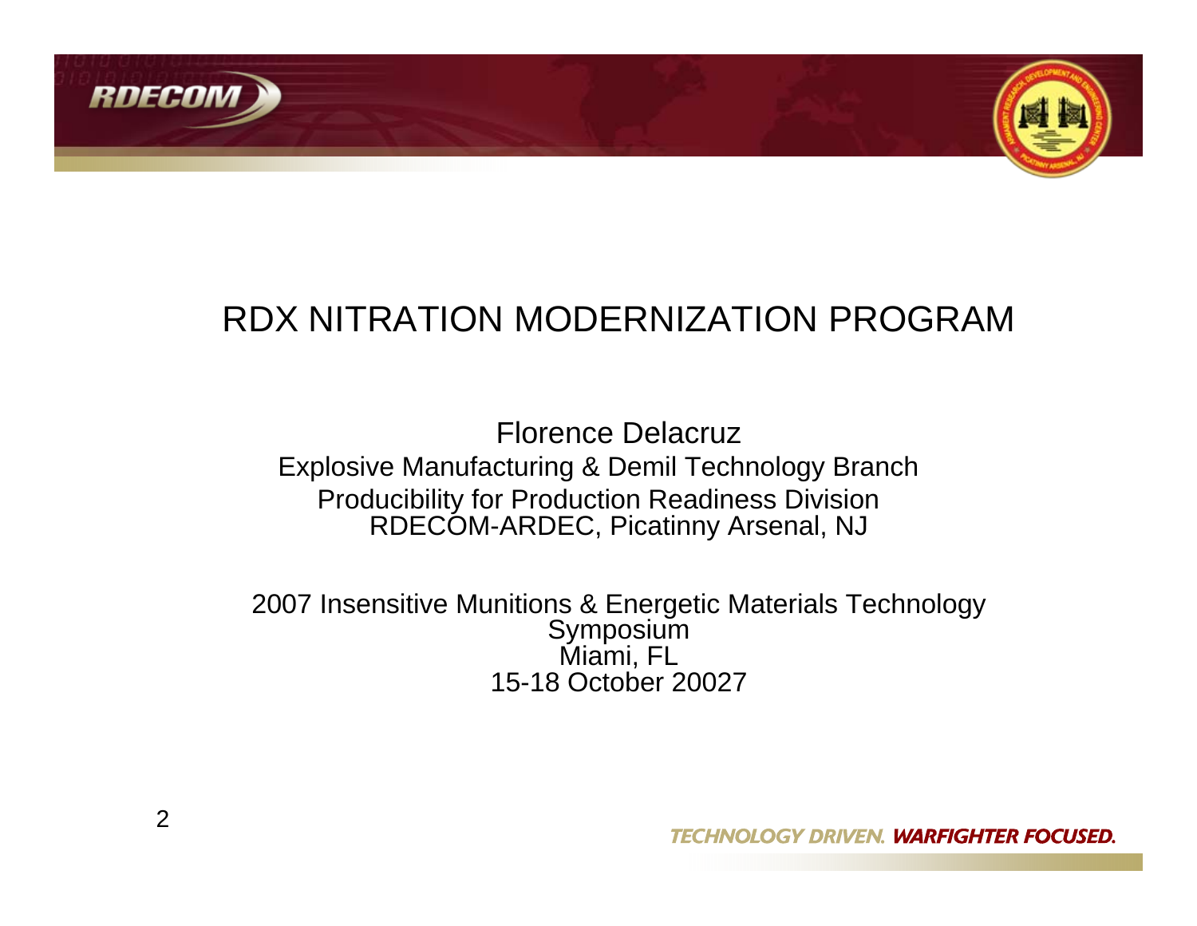# RDX NITRATION MODERNIZATION PROGRAM

Florence Delacruz

Explosive Manufacturing & Demil Technology Branch

Producibility for Production Readiness Division

RDECOM-ARDEC, Picatinny Arsenal, NJ

2007 Insensitive Munitions & Energetic Materials Technology Symposium

Miami, FL

15-18 October 20027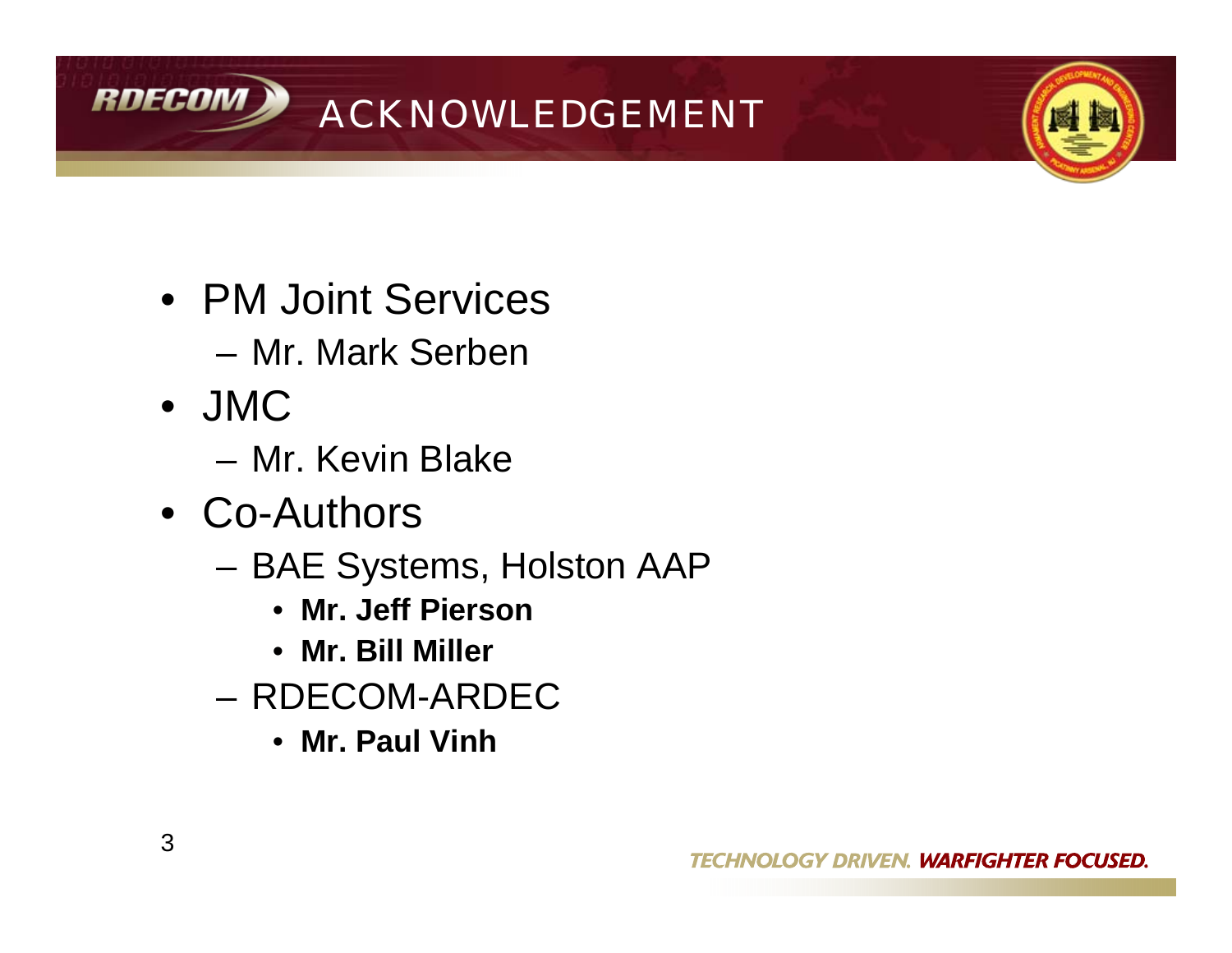# ACKNOWLEDGEMENT

- PM Joint Services
  - Mr. Mark Serben
- JMC
  - Mr. Kevin Blake
- Co-Authors
  - BAE Systems, Holston AAP
    - **Mr. Jeff Pierson**
    - **Mr. Bill Miller**
  - RDECOM-ARDEC
    - **Mr. Paul Vinh**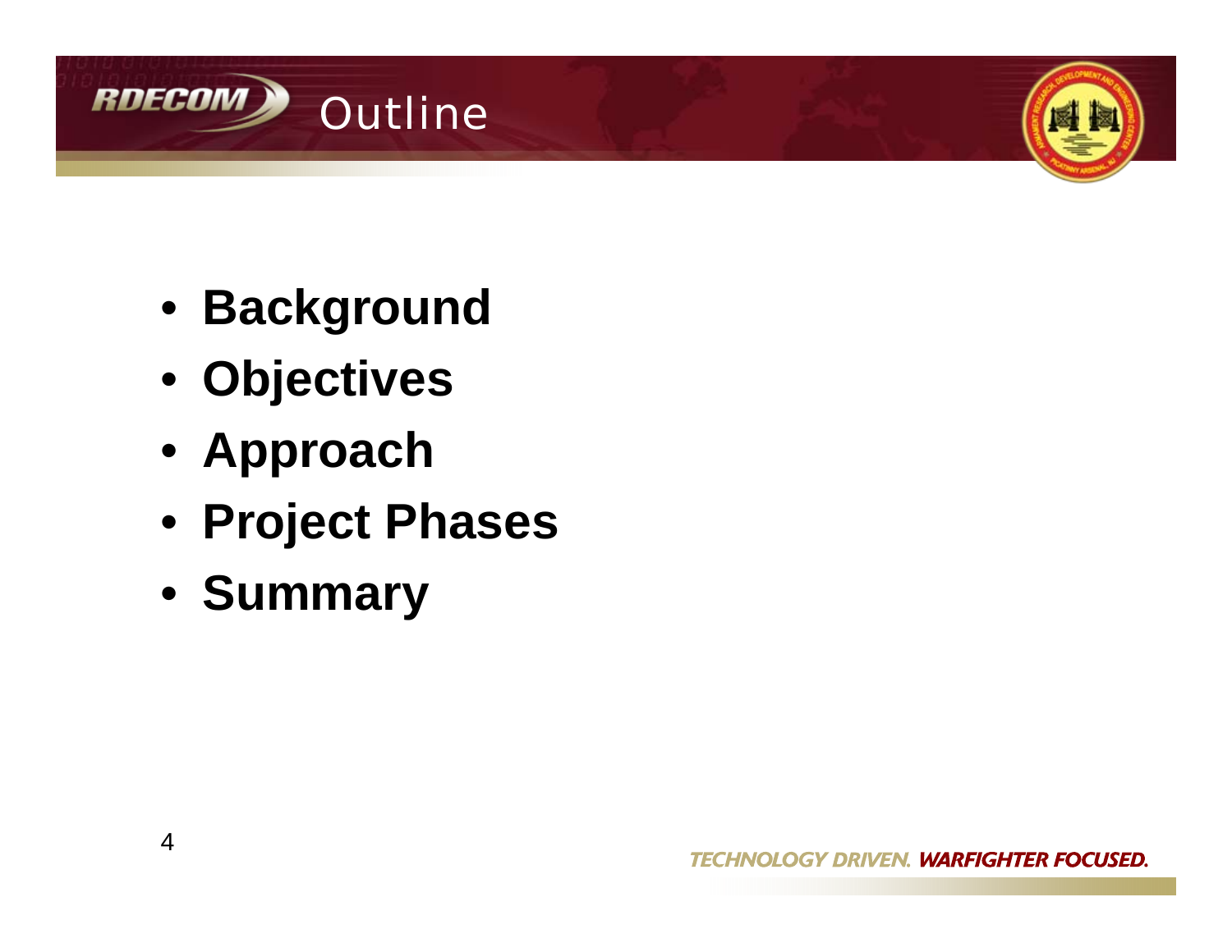# Outline

- **Background**
- **Objectives**
- **Approach**
- **Project Phases**
- **Summary**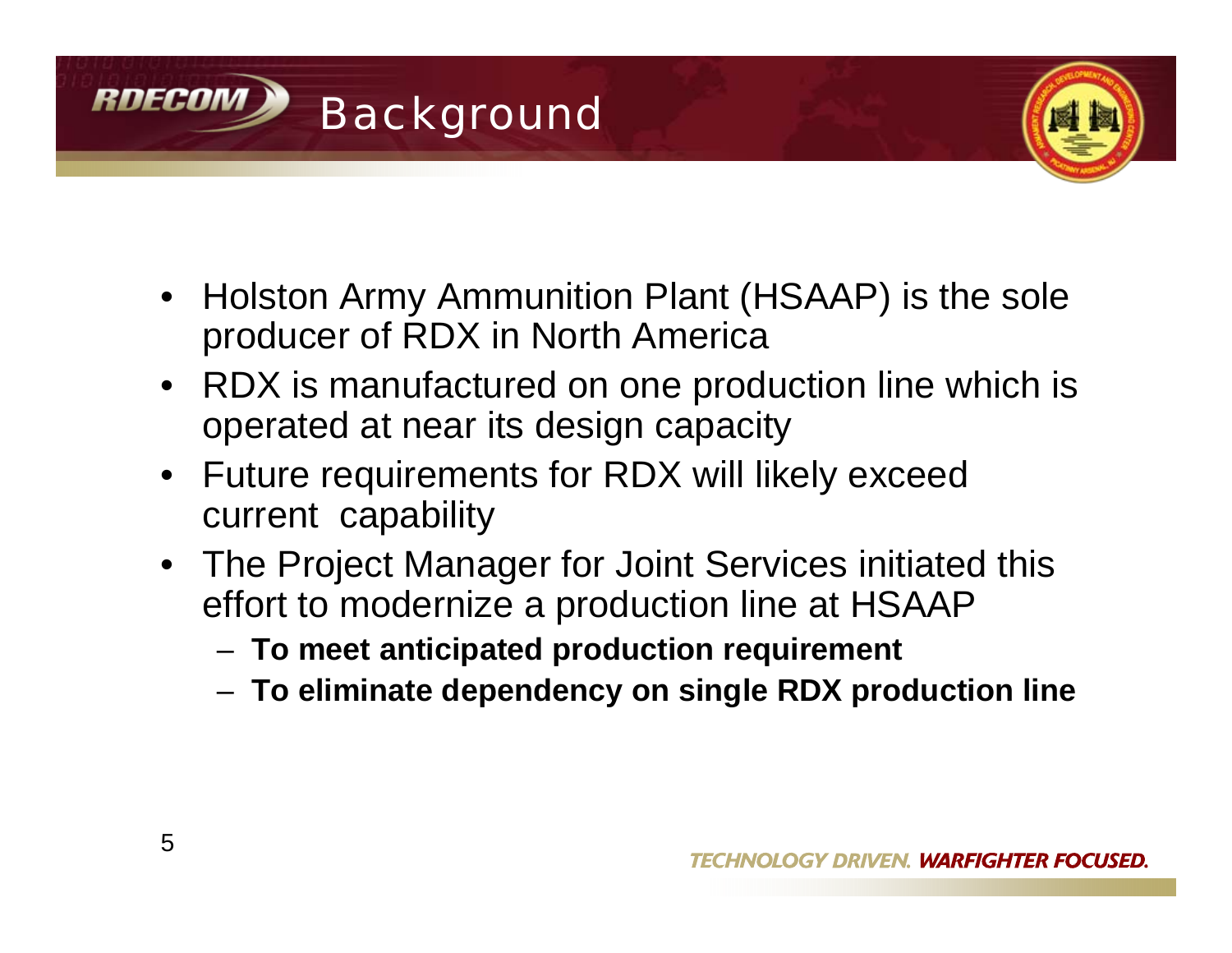# Background

- Holston Army Ammunition Plant (HSAAP) is the sole producer of RDX in North America
- RDX is manufactured on one production line which is operated at near its design capacity
- Future requirements for RDX will likely exceed current capability
- The Project Manager for Joint Services initiated this effort to modernize a production line at HSAAP
  - **To meet anticipated production requirement**
  - **To eliminate dependency on single RDX production line**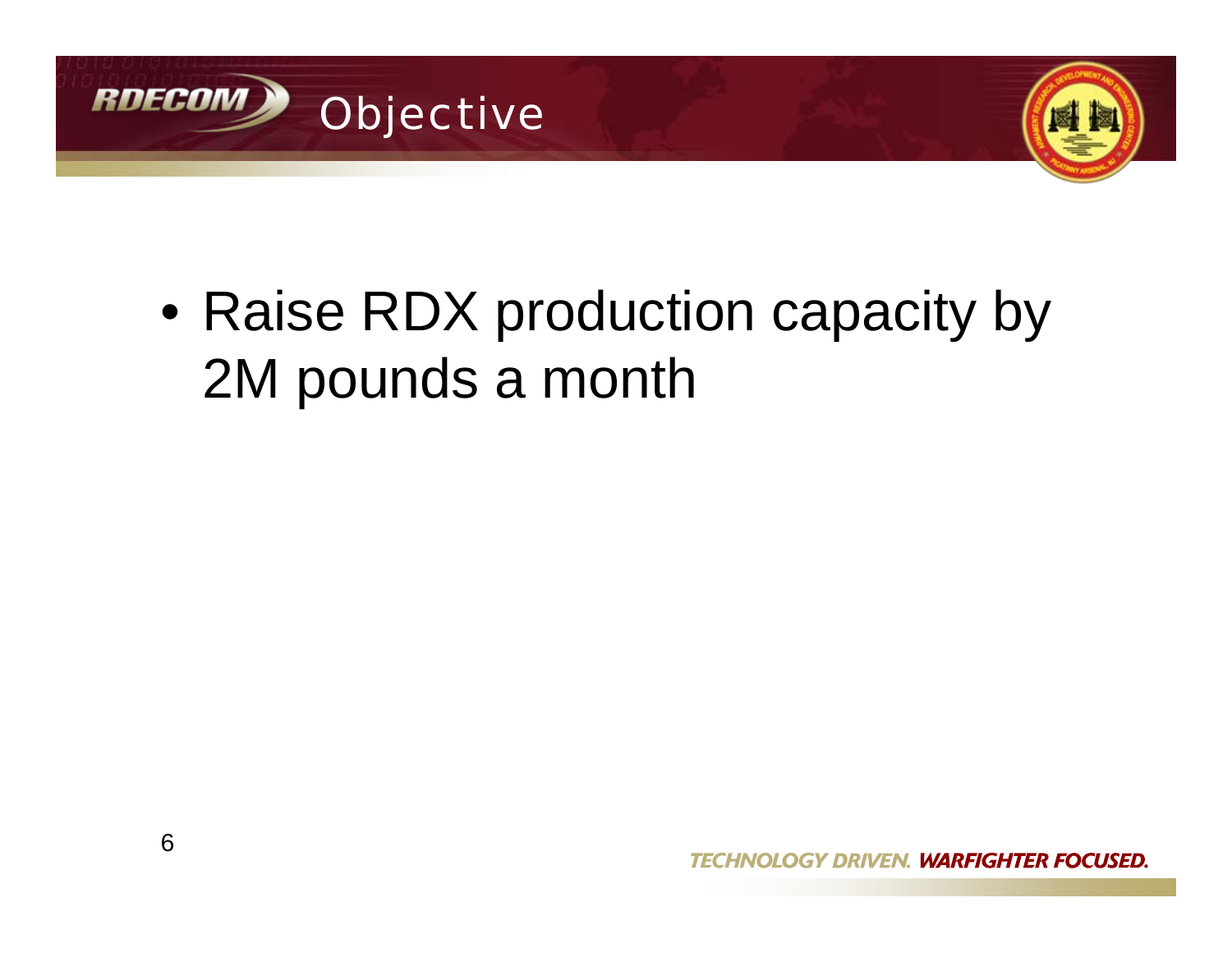# Objective

- Raise RDX production capacity by 2M pounds a month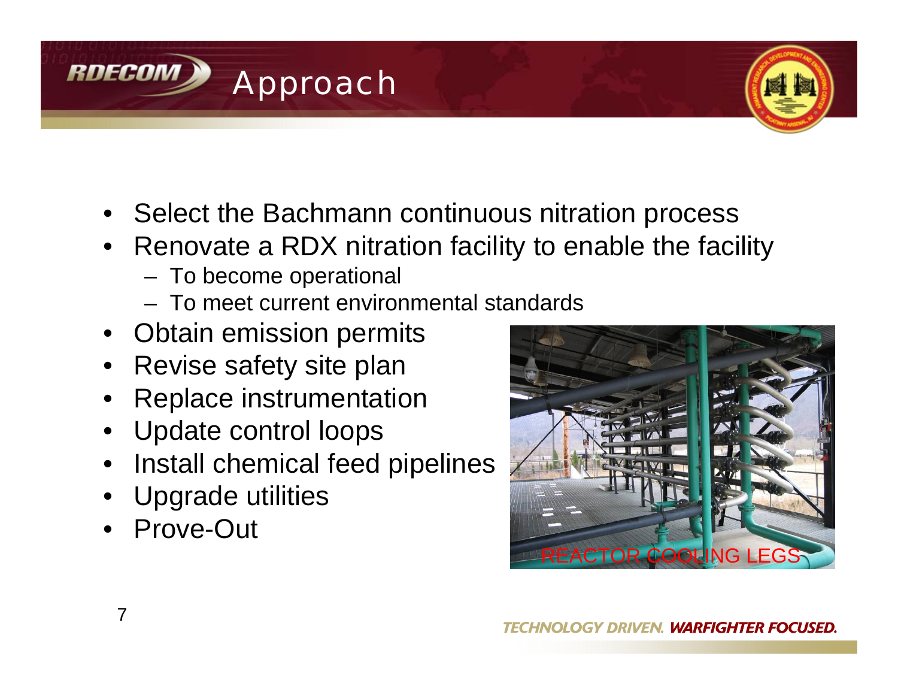# Approach

- Select the Bachmann continuous nitration process
- Renovate a RDX nitration facility to enable the facility
  - To become operational
  - To meet current environmental standards
- Obtain emission permits
- Revise safety site plan
- Replace instrumentation
- Update control loops
- Install chemical feed pipelines
- Upgrade utilities
- Prove-Out

REACTOR COOLING LEGS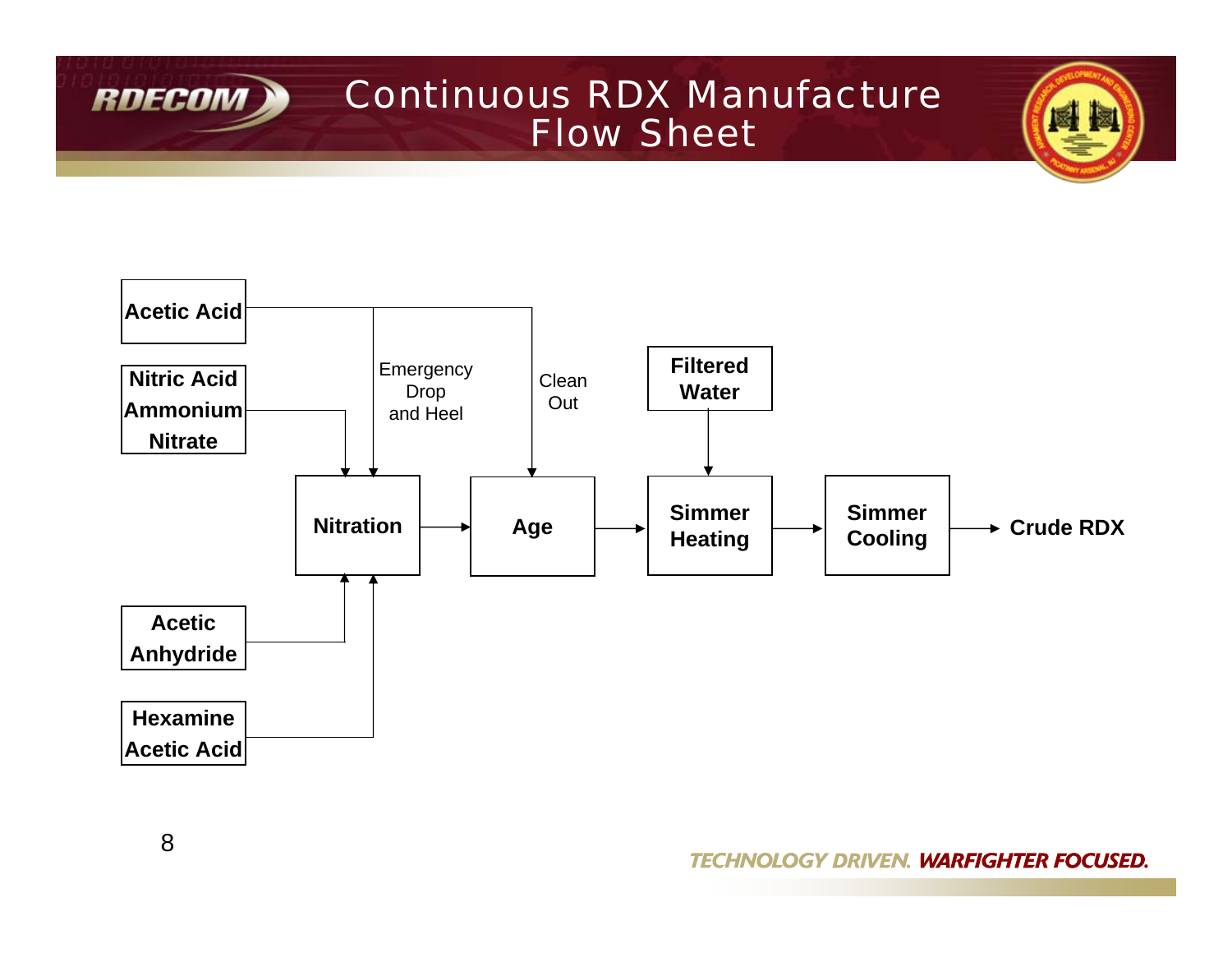# Continuous RDX Manufacture Flow Sheet

**Inputs:**

- **Acetic Acid** → Emergency Drop and Heel (to Nitration); Clean Out (to Age)
- **Nitric Acid Ammonium Nitrate** → Nitration
- **Acetic Anhydride** → Nitration
- **Hexamine Acetic Acid** → Nitration
- **Filtered Water** → Simmer Heating

**Process flow:**

**Nitration** → **Age** → **Simmer Heating** → **Simmer Cooling** → **Crude RDX**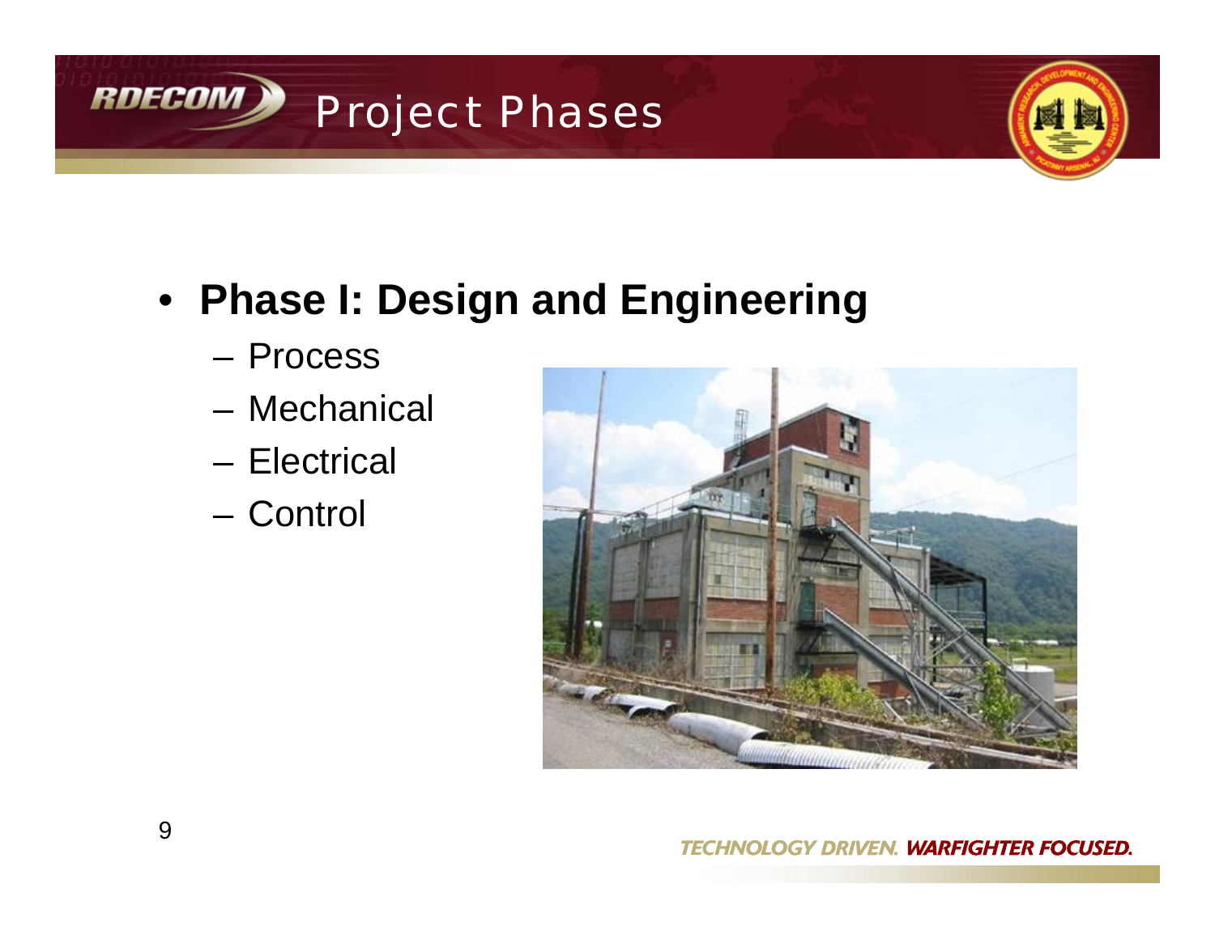# Project Phases

- **Phase I: Design and Engineering**
  - Process
  - Mechanical
  - Electrical
  - Control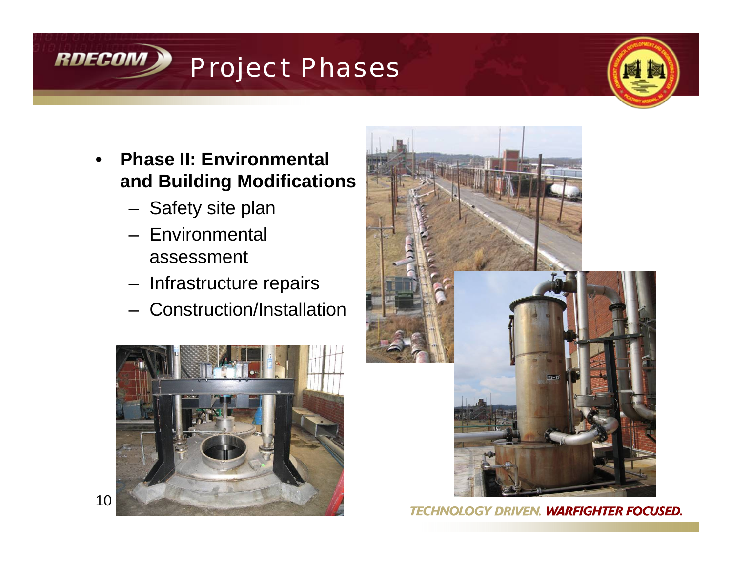# Project Phases

- **Phase II: Environmental and Building Modifications**
  - Safety site plan
  - Environmental assessment
  - Infrastructure repairs
  - Construction/Installation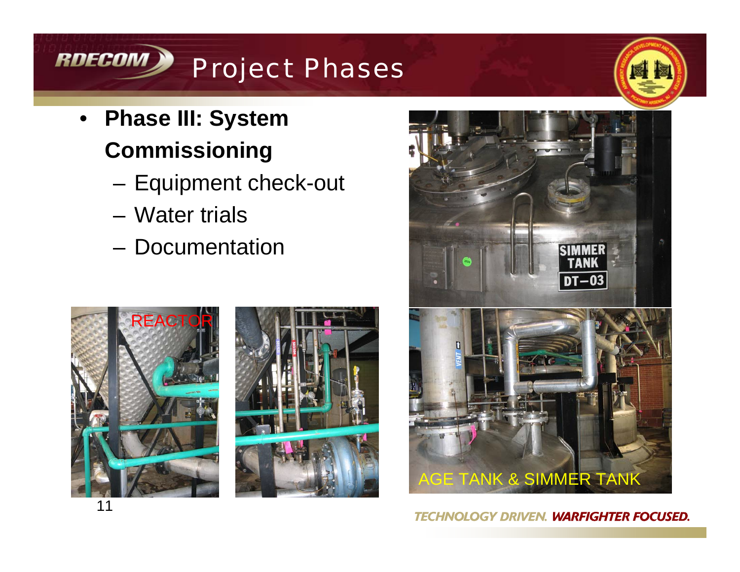# Project Phases

- **Phase III: System Commissioning**
  - Equipment check-out
  - Water trials
  - Documentation

REACTOR

AGE TANK & SIMMER TANK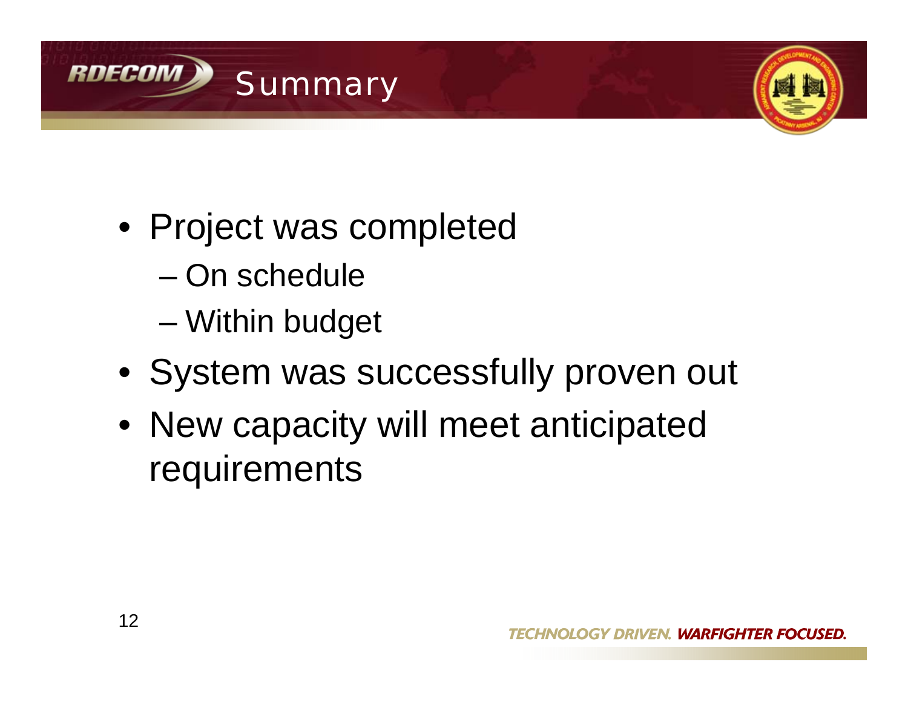# Summary

- Project was completed
  - On schedule
  - Within budget
- System was successfully proven out
- New capacity will meet anticipated requirements